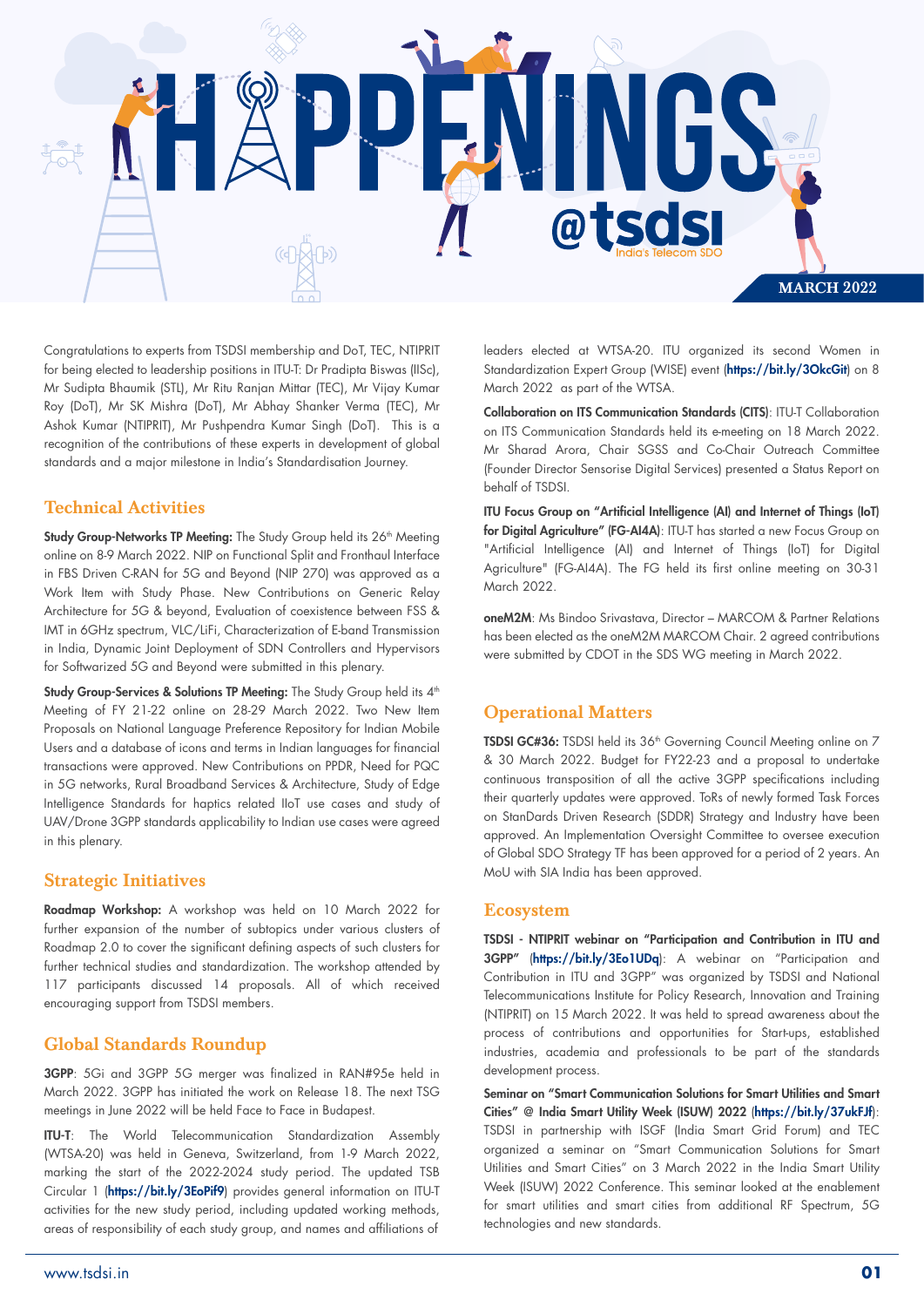# HAPPENINGS @tsdsi

India's Telecom SDO

MARCH 2022

Congratulations to experts from TSDSI membership and DoT, TEC, NTIPRIT for being elected to leadership positions in ITU-T: Dr Pradipta Biswas (IISc), Mr Sudipta Bhaumik (STL), Mr Ritu Ranjan Mittar (TEC), Mr Vijay Kumar Roy (DoT), Mr SK Mishra (DoT), Mr Abhay Shanker Verma (TEC), Mr Ashok Kumar (NTIPRIT), Mr Pushpendra Kumar Singh (DoT). This is a recognition of the contributions of these experts in development of global standards and a major milestone in India's Standardisation Journey.

## Technical Activities

**Study Group-Networks TP Meeting:** The Study Group held its 26th Meeting online on 8-9 March 2022. NIP on Functional Split and Fronthaul Interface in FBS Driven C-RAN for 5G and Beyond (NIP 270) was approved as a Work Item with Study Phase. New Contributions on Generic Relay Architecture for 5G & beyond, Evaluation of coexistence between FSS & IMT in 6GHz spectrum, VLC/LiFi, Characterization of E-band Transmission in India, Dynamic Joint Deployment of SDN Controllers and Hypervisors for Softwarized 5G and Beyond were submitted in this plenary.

**Study Group-Services & Solutions TP Meeting:** The Study Group held its 4th Meeting of FY 21-22 online on 28-29 March 2022. Two New Item Proposals on National Language Preference Repository for Indian Mobile Users and a database of icons and terms in Indian languages for financial transactions were approved. New Contributions on PPDR, Need for PQC in 5G networks, Rural Broadband Services & Architecture, Study of Edge Intelligence Standards for haptics related IIoT use cases and study of UAV/Drone 3GPP standards applicability to Indian use cases were agreed in this plenary.

## Strategic Initiatives

**Roadmap Workshop:** A workshop was held on 10 March 2022 for further expansion of the number of subtopics under various clusters of Roadmap 2.0 to cover the significant defining aspects of such clusters for further technical studies and standardization. The workshop attended by 117 participants discussed 14 proposals. All of which received encouraging support from TSDSI members.

## Global Standards Roundup

**3GPP**: 5Gi and 3GPP 5G merger was finalized in RAN#95e held in March 2022. 3GPP has initiated the work on Release 18. The next TSG meetings in June 2022 will be held Face to Face in Budapest.

**ITU-T**: The World Telecommunication Standardization Assembly (WTSA-20) was held in Geneva, Switzerland, from 1-9 March 2022, marking the start of the 2022-2024 study period. The updated TSB Circular 1 (**https://bit.ly/3EoPif9**) provides general information on ITU-T activities for the new study period, including updated working methods, areas of responsibility of each study group, and names and affiliations of leaders elected at WTSA-20. ITU organized its second Women in Standardization Expert Group (WISE) event (**https://bit.ly/3OkcGit**) on 8 March 2022 as part of the WTSA.

**Collaboration on ITS Communication Standards (CITS)**: ITU-T Collaboration on ITS Communication Standards held its e-meeting on 18 March 2022. Mr Sharad Arora, Chair SGSS and Co-Chair Outreach Committee (Founder Director Sensorise Digital Services) presented a Status Report on behalf of TSDSI.

**ITU Focus Group on "Artificial Intelligence (AI) and Internet of Things (IoT) for Digital Agriculture" (FG-AI4A)**: ITU-T has started a new Focus Group on "Artificial Intelligence (AI) and Internet of Things (IoT) for Digital Agriculture" (FG-AI4A). The FG held its first online meeting on 30-31 March 2022.

**oneM2M**: Ms Bindoo Srivastava, Director – MARCOM & Partner Relations has been elected as the oneM2M MARCOM Chair. 2 agreed contributions were submitted by CDOT in the SDS WG meeting in March 2022.

## Operational Matters

**TSDSI GC#36:** TSDSI held its 36th Governing Council Meeting online on 7 & 30 March 2022. Budget for FY22-23 and a proposal to undertake continuous transposition of all the active 3GPP specifications including their quarterly updates were approved. ToRs of newly formed Task Forces on StanDards Driven Research (SDDR) Strategy and Industry have been approved. An Implementation Oversight Committee to oversee execution of Global SDO Strategy TF has been approved for a period of 2 years. An MoU with SIA India has been approved.

## Ecosystem

**TSDSI - NTIPRIT webinar on "Participation and Contribution in ITU and 3GPP"** (**https://bit.ly/3Eo1UDq**): A webinar on "Participation and Contribution in ITU and 3GPP" was organized by TSDSI and National Telecommunications Institute for Policy Research, Innovation and Training (NTIPRIT) on 15 March 2022. It was held to spread awareness about the process of contributions and opportunities for Start-ups, established industries, academia and professionals to be part of the standards development process.

**Seminar on "Smart Communication Solutions for Smart Utilities and Smart Cities" @ India Smart Utility Week (ISUW) 2022** (**https://bit.ly/37ukFJf**): TSDSI in partnership with ISGF (India Smart Grid Forum) and TEC organized a seminar on "Smart Communication Solutions for Smart Utilities and Smart Cities" on 3 March 2022 in the India Smart Utility Week (ISUW) 2022 Conference. This seminar looked at the enablement for smart utilities and smart cities from additional RF Spectrum, 5G technologies and new standards.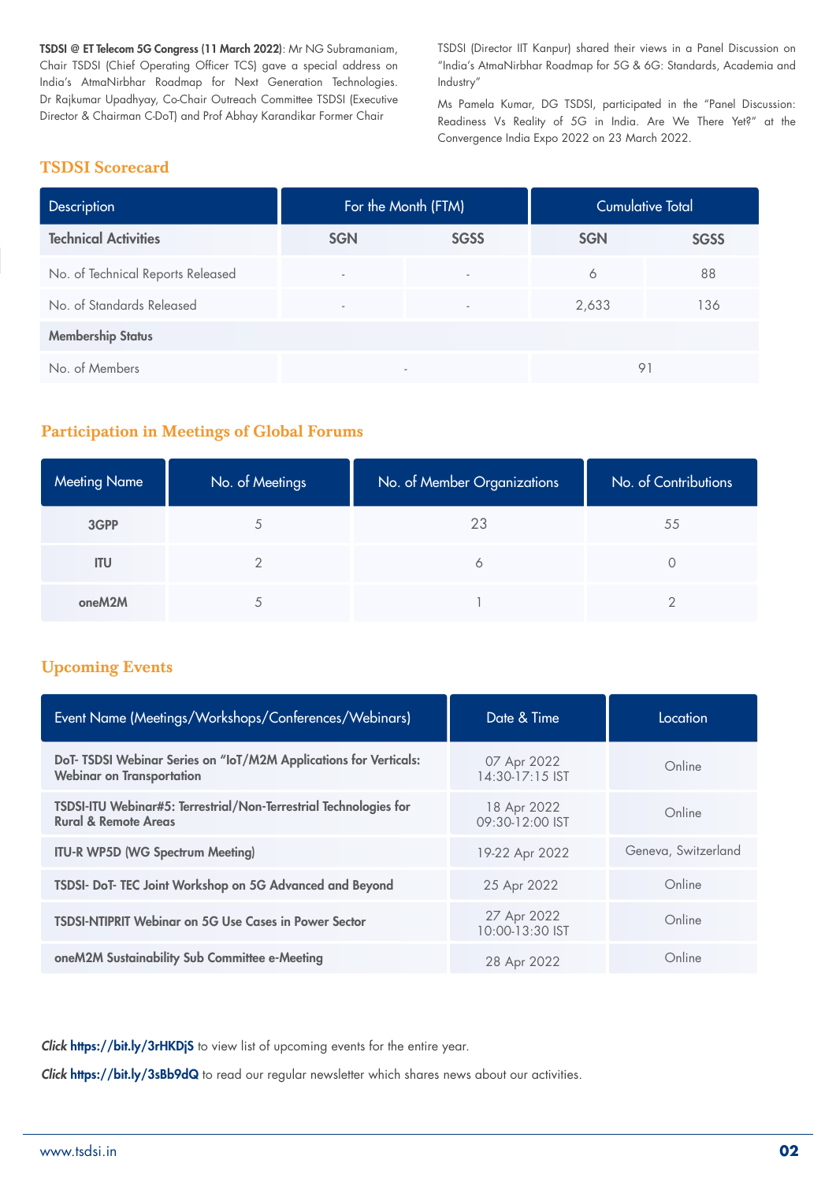**TSDSI @ ET Telecom 5G Congress (11 March 2022)**: Mr NG Subramaniam, Chair TSDSI (Chief Operating Officer TCS) gave a special address on India's AtmaNirbhar Roadmap for Next Generation Technologies. Dr Rajkumar Upadhyay, Co-Chair Outreach Committee TSDSI (Executive Director & Chairman C-DoT) and Prof Abhay Karandikar Former Chair TSDSI (Director IIT Kanpur) shared their views in a Panel Discussion on "India's AtmaNirbhar Roadmap for 5G & 6G: Standards, Academia and Industry"

Ms Pamela Kumar, DG TSDSI, participated in the "Panel Discussion: Readiness Vs Reality of 5G in India. Are We There Yet?" at the Convergence India Expo 2022 on 23 March 2022.

## TSDSI Scorecard

| Description | For the Month (FTM) | | Cumulative Total | |
|---|---|---|---|---|
| **Technical Activities** | **SGN** | **SGSS** | **SGN** | **SGSS** |
| No. of Technical Reports Released | - | - | 6 | 88 |
| No. of Standards Released | - | - | 2,633 | 136 |
| **Membership Status** | | | | |
| No. of Members | - | | 91 | |

## Participation in Meetings of Global Forums

| Meeting Name | No. of Meetings | No. of Member Organizations | No. of Contributions |
|---|---|---|---|
| **3GPP** | 5 | 23 | 55 |
| **ITU** | 2 | 6 | 0 |
| **oneM2M** | 5 | 1 | 2 |

## Upcoming Events

| Event Name (Meetings/Workshops/Conferences/Webinars) | Date & Time | Location |
|---|---|---|
| **DoT- TSDSI Webinar Series on "IoT/M2M Applications for Verticals: Webinar on Transportation** | 07 Apr 2022 14:30-17:15 IST | Online |
| **TSDSI-ITU Webinar#5: Terrestrial/Non-Terrestrial Technologies for Rural & Remote Areas** | 18 Apr 2022 09:30-12:00 IST | Online |
| **ITU-R WP5D (WG Spectrum Meeting)** | 19-22 Apr 2022 | Geneva, Switzerland |
| **TSDSI- DoT- TEC Joint Workshop on 5G Advanced and Beyond** | 25 Apr 2022 | Online |
| **TSDSI-NTIPRIT Webinar on 5G Use Cases in Power Sector** | 27 Apr 2022 10:00-13:30 IST | Online |
| **oneM2M Sustainability Sub Committee e-Meeting** | 28 Apr 2022 | Online |

***Click*** **https://bit.ly/3rHKDjS** to view list of upcoming events for the entire year.

***Click*** **https://bit.ly/3sBb9dQ** to read our regular newsletter which shares news about our activities.

www.tsdsi.in